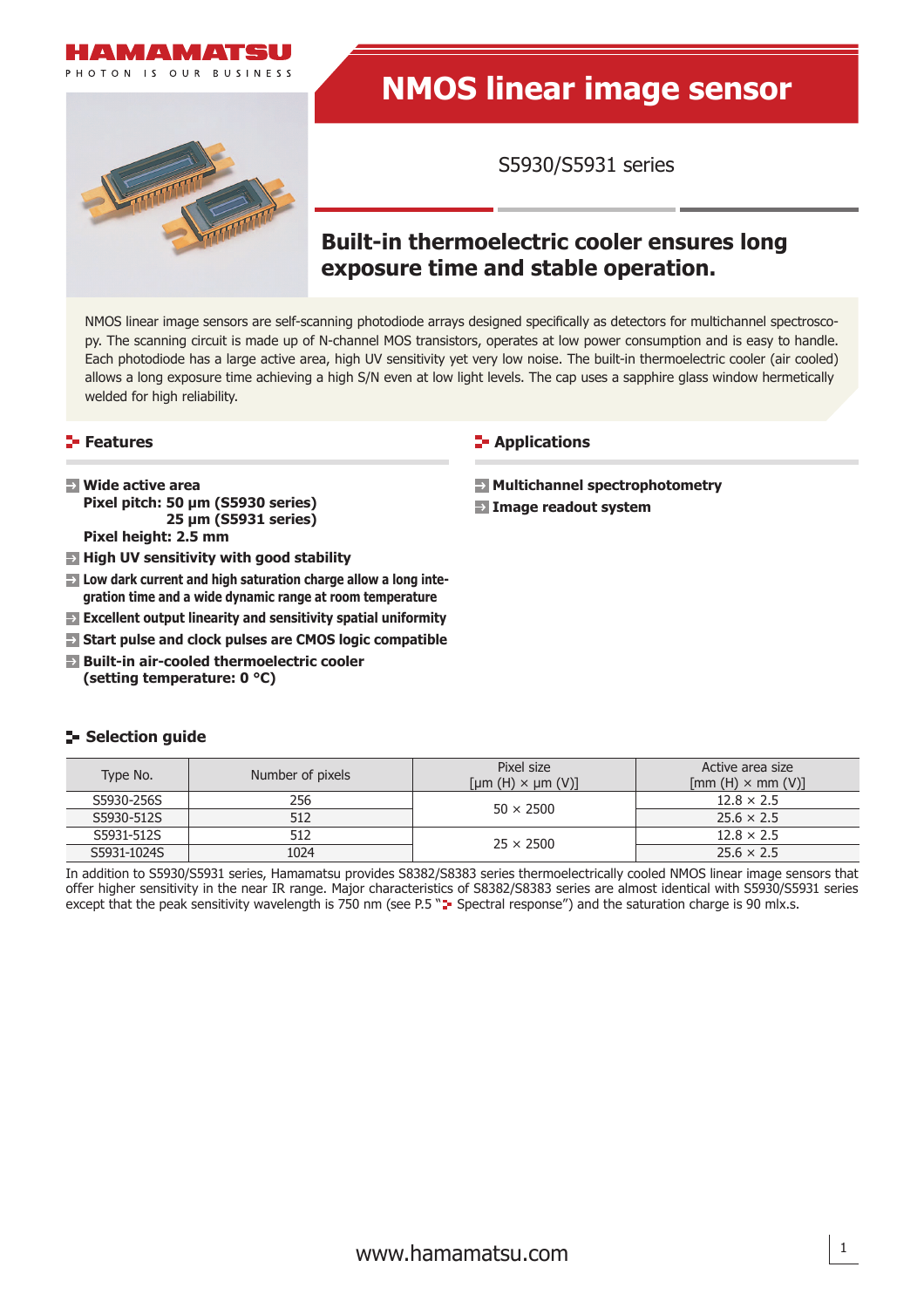# NMOS linear image sensor

S5930/S5931 series

## Built-in thermoelectric cooler ensures long exposure time and stable operation.

NMOS linear image sensors are self-scanning photodiode arrays designed specifically as detectors for multichannel spectroscopy. The scanning circuit is made up of N-channel MOS transistors, operates at low power consumption and is easy to handle. Each photodiode has a large active area, high UV sensitivity yet very low noise. The built-in thermoelectric cooler (air cooled) allows a long exposure time achieving a high S/N even at low light levels. The cap uses a sapphire glass window hermetically welded for high reliability.

### Features

- **Wide active area**
  **Pixel pitch: 50 µm (S5930 series)**
  **25 µm (S5931 series)**
  **Pixel height: 2.5 mm**
- **High UV sensitivity with good stability**
- **Low dark current and high saturation charge allow a long integration time and a wide dynamic range at room temperature**
- **Excellent output linearity and sensitivity spatial uniformity**
- **Start pulse and clock pulses are CMOS logic compatible**
- **Built-in air-cooled thermoelectric cooler (setting temperature: 0 °C)**

### Applications

- **Multichannel spectrophotometry**
- **Image readout system**

### Selection guide

| Type No. | Number of pixels | Pixel size [µm (H) × µm (V)] | Active area size [mm (H) × mm (V)] |
|---|---|---|---|
| S5930-256S | 256 | 50 × 2500 | 12.8 × 2.5 |
| S5930-512S | 512 | | 25.6 × 2.5 |
| S5931-512S | 512 | 25 × 2500 | 12.8 × 2.5 |
| S5931-1024S | 1024 | | 25.6 × 2.5 |

In addition to S5930/S5931 series, Hamamatsu provides S8382/S8383 series thermoelectrically cooled NMOS linear image sensors that offer higher sensitivity in the near IR range. Major characteristics of S8382/S8383 series are almost identical with S5930/S5931 series except that the peak sensitivity wavelength is 750 nm (see P.5 "Spectral response") and the saturation charge is 90 mlx.s.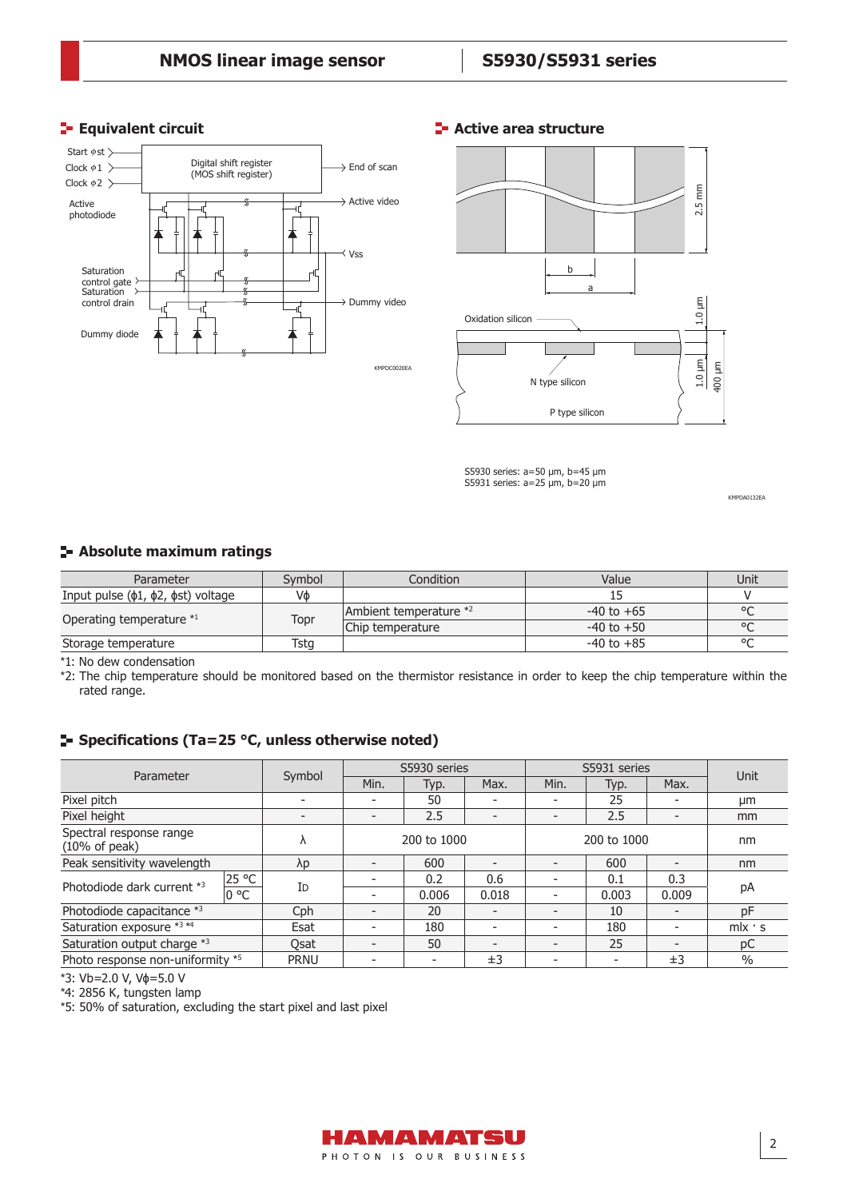## Equivalent circuit

Start φst
Clock φ1
Clock φ2
Digital shift register (MOS shift register)
End of scan
Active photodiode
Active video
Vss
Saturation control gate
Saturation control drain
Dummy video
Dummy diode

KMPDC0020EA

## Active area structure

2.5 mm
b
a
Oxidation silicon
1.0 µm
N type silicon
1.0 µm
400 µm
P type silicon

S5930 series: a=50 µm, b=45 µm
S5931 series: a=25 µm, b=20 µm

KMPDA0132EA

## Absolute maximum ratings

| Parameter | Symbol | Condition | Value | Unit |
|---|---|---|---|---|
| Input pulse (ϕ1, ϕ2, ϕst) voltage | Vϕ | | 15 | V |
| Operating temperature *1 | Topr | Ambient temperature *2 | -40 to +65 | °C |
| | | Chip temperature | -40 to +50 | °C |
| Storage temperature | Tstg | | -40 to +85 | °C |

*1: No dew condensation
*2: The chip temperature should be monitored based on the thermistor resistance in order to keep the chip temperature within the rated range.

## Specifications (Ta=25 °C, unless otherwise noted)

| Parameter | | Symbol | S5930 series | | | S5931 series | | | Unit |
|---|---|---|---|---|---|---|---|---|---|
| | | | Min. | Typ. | Max. | Min. | Typ. | Max. | |
| Pixel pitch | | - | - | 50 | - | - | 25 | - | µm |
| Pixel height | | - | - | 2.5 | - | - | 2.5 | - | mm |
| Spectral response range (10% of peak) | | λ | | 200 to 1000 | | | 200 to 1000 | | nm |
| Peak sensitivity wavelength | | λp | - | 600 | - | - | 600 | - | nm |
| Photodiode dark current *3 | 25 °C | ID | - | 0.2 | 0.6 | - | 0.1 | 0.3 | pA |
| | 0 °C | | - | 0.006 | 0.018 | - | 0.003 | 0.009 | |
| Photodiode capacitance *3 | | Cph | - | 20 | - | - | 10 | - | pF |
| Saturation exposure *3 *4 | | Esat | - | 180 | - | - | 180 | - | mlx · s |
| Saturation output charge *3 | | Qsat | - | 50 | - | - | 25 | - | pC |
| Photo response non-uniformity *5 | | PRNU | - | - | ±3 | - | - | ±3 | % |

*3: Vb=2.0 V, Vϕ=5.0 V
*4: 2856 K, tungsten lamp
*5: 50% of saturation, excluding the start pixel and last pixel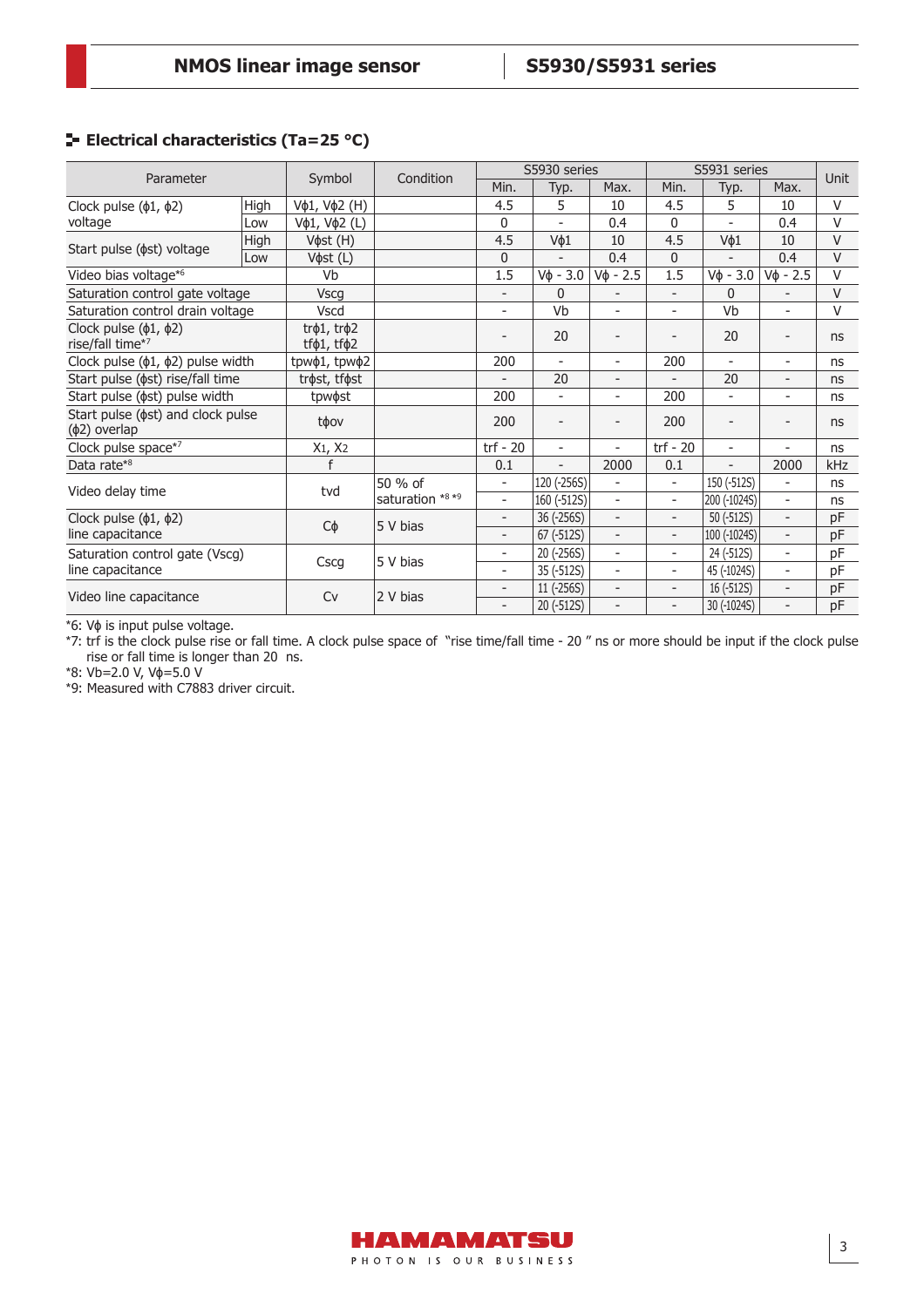## Electrical characteristics (Ta=25 °C)

| Parameter | | Symbol | Condition | S5930 series | | | S5931 series | | | Unit |
|---|---|---|---|---|---|---|---|---|---|---|
| | | | | Min. | Typ. | Max. | Min. | Typ. | Max. | |
| Clock pulse (ϕ1, ϕ2) voltage | High | Vϕ1, Vϕ2 (H) | | 4.5 | 5 | 10 | 4.5 | 5 | 10 | V |
| | Low | Vϕ1, Vϕ2 (L) | | 0 | - | 0.4 | 0 | - | 0.4 | V |
| Start pulse (ϕst) voltage | High | Vϕst (H) | | 4.5 | Vϕ1 | 10 | 4.5 | Vϕ1 | 10 | V |
| | Low | Vϕst (L) | | 0 | - | 0.4 | 0 | - | 0.4 | V |
| Video bias voltage*6 | | Vb | | 1.5 | Vϕ - 3.0 | Vϕ - 2.5 | 1.5 | Vϕ - 3.0 | Vϕ - 2.5 | V |
| Saturation control gate voltage | | Vscg | | - | 0 | - | - | 0 | - | V |
| Saturation control drain voltage | | Vscd | | - | Vb | - | - | Vb | - | V |
| Clock pulse (ϕ1, ϕ2) rise/fall time*7 | | trϕ1, trϕ2 tfϕ1, tfϕ2 | | - | 20 | - | - | 20 | - | ns |
| Clock pulse (ϕ1, ϕ2) pulse width | | tpwϕ1, tpwϕ2 | | 200 | - | - | 200 | - | - | ns |
| Start pulse (ϕst) rise/fall time | | trϕst, tfϕst | | - | 20 | - | - | 20 | - | ns |
| Start pulse (ϕst) pulse width | | tpwϕst | | 200 | - | - | 200 | - | - | ns |
| Start pulse (ϕst) and clock pulse (ϕ2) overlap | | tϕov | | 200 | - | - | 200 | - | - | ns |
| Clock pulse space*7 | | $X_1$, $X_2$ | | trf - 20 | - | - | trf - 20 | - | - | ns |
| Data rate*8 | | f | | 0.1 | - | 2000 | 0.1 | - | 2000 | kHz |
| Video delay time | | tvd | 50 % of saturation *8 *9 | - | 120 (-256S) | - | - | 150 (-512S) | - | ns |
| | | | | - | 160 (-512S) | - | - | 200 (-1024S) | - | ns |
| Clock pulse (ϕ1, ϕ2) line capacitance | | Cϕ | 5 V bias | - | 36 (-256S) | - | - | 50 (-512S) | - | pF |
| | | | | - | 67 (-512S) | - | - | 100 (-1024S) | - | pF |
| Saturation control gate (Vscg) line capacitance | | Cscg | 5 V bias | - | 20 (-256S) | - | - | 24 (-512S) | - | pF |
| | | | | - | 35 (-512S) | - | - | 45 (-1024S) | - | pF |
| Video line capacitance | | Cv | 2 V bias | - | 11 (-256S) | - | - | 16 (-512S) | - | pF |
| | | | | - | 20 (-512S) | - | - | 30 (-1024S) | - | pF |

*6: Vϕ is input pulse voltage.
*7: trf is the clock pulse rise or fall time. A clock pulse space of "rise time/fall time - 20" ns or more should be input if the clock pulse rise or fall time is longer than 20 ns.
*8: Vb=2.0 V, Vϕ=5.0 V
*9: Measured with C7883 driver circuit.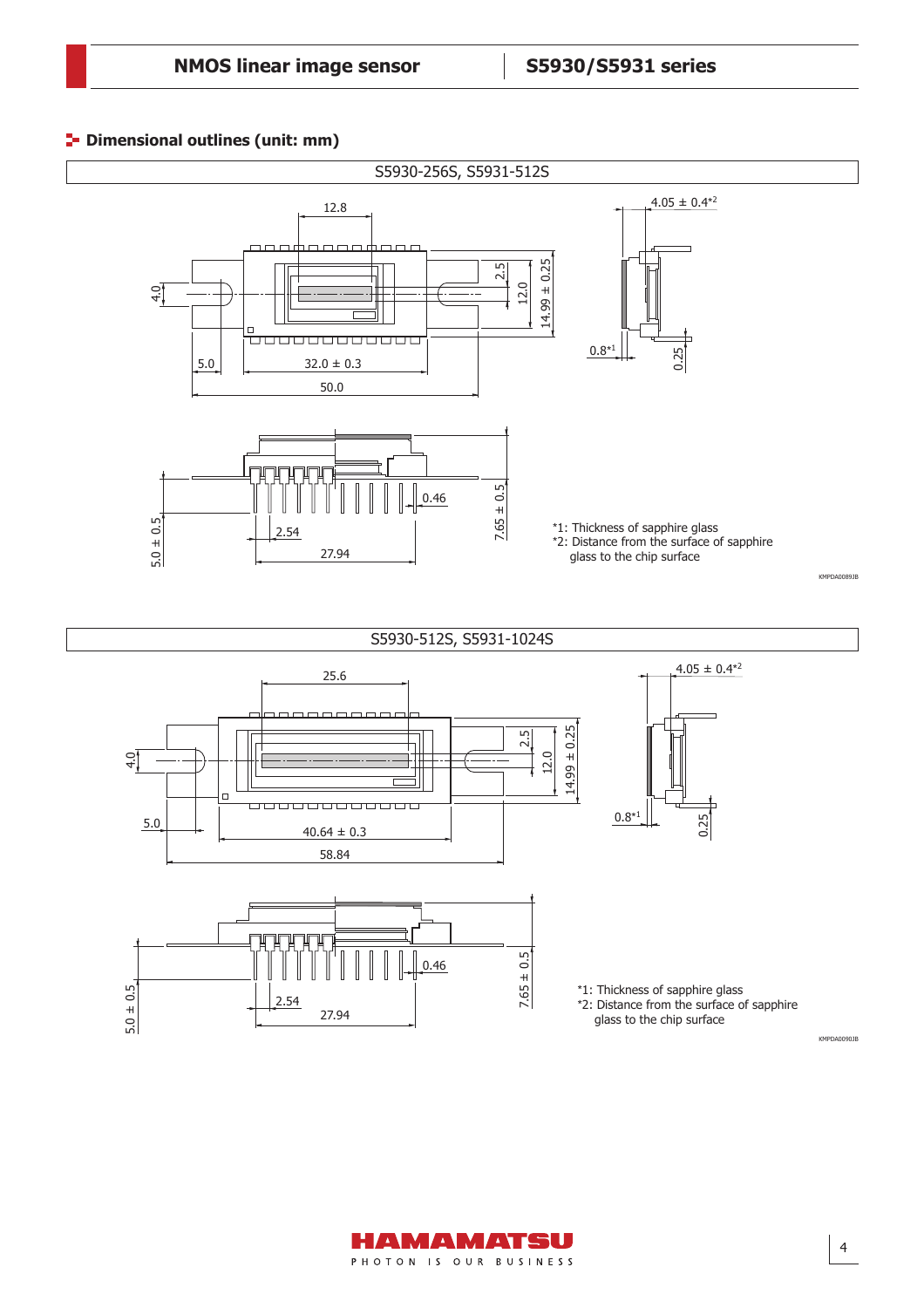## Dimensional outlines (unit: mm)

### S5930-256S, S5931-512S

12.8

4.05 ± 0.4*2

4.0

2.5

12.0

14.99 ± 0.25

0.8*1

0.25

5.0

32.0 ± 0.3

50.0

0.46

7.65 ± 0.5

5.0 ± 0.5

2.54

27.94

*1: Thickness of sapphire glass
*2: Distance from the surface of sapphire glass to the chip surface

KMPDA0089JB

### S5930-512S, S5931-1024S

25.6

4.05 ± 0.4*2

4.0

2.5

12.0

14.99 ± 0.25

0.8*1

0.25

5.0

40.64 ± 0.3

58.84

0.46

7.65 ± 0.5

5.0 ± 0.5

2.54

27.94

*1: Thickness of sapphire glass
*2: Distance from the surface of sapphire glass to the chip surface

KMPDA0090JB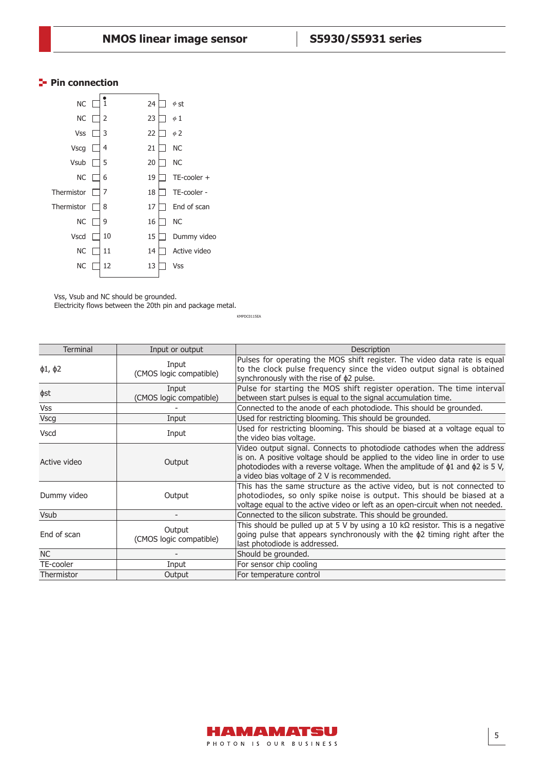## Pin connection

| Pin | Name | | Pin | Name |
|---|---|---|---|---|
| 1 | NC | | 24 | φst |
| 2 | NC | | 23 | φ1 |
| 3 | Vss | | 22 | φ2 |
| 4 | Vscg | | 21 | NC |
| 5 | Vsub | | 20 | NC |
| 6 | NC | | 19 | TE-cooler + |
| 7 | Thermistor | | 18 | TE-cooler - |
| 8 | Thermistor | | 17 | End of scan |
| 9 | NC | | 16 | NC |
| 10 | Vscd | | 15 | Dummy video |
| 11 | NC | | 14 | Active video |
| 12 | NC | | 13 | Vss |

Vss, Vsub and NC should be grounded.
Electricity flows between the 20th pin and package metal.

KMPDC0115EA

| Terminal | Input or output | Description |
|---|---|---|
| ϕ1, ϕ2 | Input (CMOS logic compatible) | Pulses for operating the MOS shift register. The video data rate is equal to the clock pulse frequency since the video output signal is obtained synchronously with the rise of ϕ2 pulse. |
| ϕst | Input (CMOS logic compatible) | Pulse for starting the MOS shift register operation. The time interval between start pulses is equal to the signal accumulation time. |
| Vss | - | Connected to the anode of each photodiode. This should be grounded. |
| Vscg | Input | Used for restricting blooming. This should be grounded. |
| Vscd | Input | Used for restricting blooming. This should be biased at a voltage equal to the video bias voltage. |
| Active video | Output | Video output signal. Connects to photodiode cathodes when the address is on. A positive voltage should be applied to the video line in order to use photodiodes with a reverse voltage. When the amplitude of ϕ1 and ϕ2 is 5 V, a video bias voltage of 2 V is recommended. |
| Dummy video | Output | This has the same structure as the active video, but is not connected to photodiodes, so only spike noise is output. This should be biased at a voltage equal to the active video or left as an open-circuit when not needed. |
| Vsub | - | Connected to the silicon substrate. This should be grounded. |
| End of scan | Output (CMOS logic compatible) | This should be pulled up at 5 V by using a 10 kΩ resistor. This is a negative going pulse that appears synchronously with the ϕ2 timing right after the last photodiode is addressed. |
| NC | - | Should be grounded. |
| TE-cooler | Input | For sensor chip cooling |
| Thermistor | Output | For temperature control |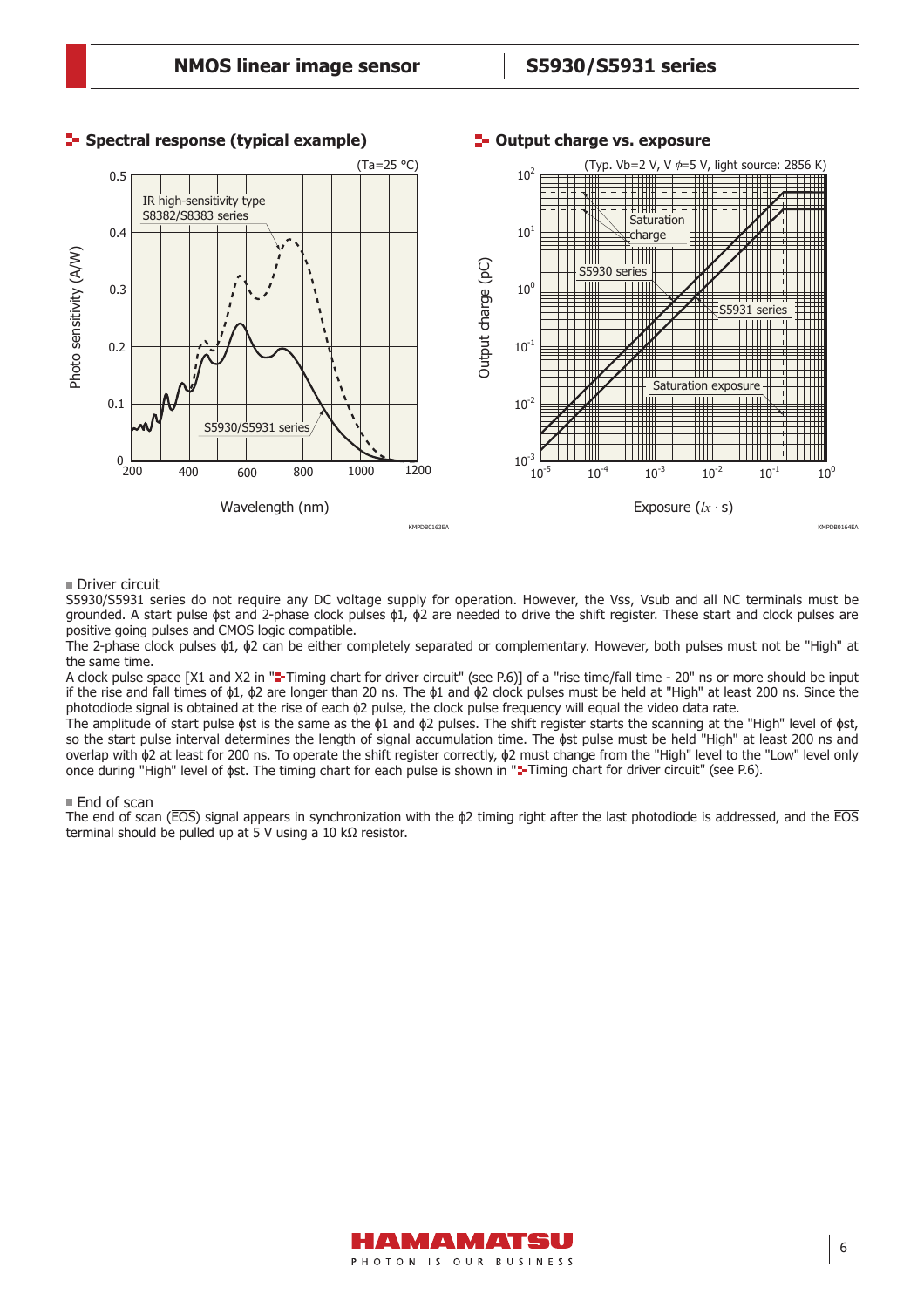## Spectral response (typical example)

(Ta=25 °C)

Photo sensitivity (A/W) vs. Wavelength (nm)

IR high-sensitivity type S8382/S8383 series

S5930/S5931 series

KMPDB0163EA

## Output charge vs. exposure

(Typ. Vb=2 V, V ϕ=5 V, light source: 2856 K)

Output charge (pC) vs. Exposure (*lx* · s)

Saturation charge

S5930 series

S5931 series

Saturation exposure

KMPDB0164EA

### Driver circuit

S5930/S5931 series do not require any DC voltage supply for operation. However, the Vss, Vsub and all NC terminals must be grounded. A start pulse ϕst and 2-phase clock pulses ϕ1, ϕ2 are needed to drive the shift register. These start and clock pulses are positive going pulses and CMOS logic compatible.

The 2-phase clock pulses ϕ1, ϕ2 can be either completely separated or complementary. However, both pulses must not be "High" at the same time.

A clock pulse space [X1 and X2 in "Timing chart for driver circuit" (see P.6)] of a "rise time/fall time - 20" ns or more should be input if the rise and fall times of ϕ1, ϕ2 are longer than 20 ns. The ϕ1 and ϕ2 clock pulses must be held at "High" at least 200 ns. Since the photodiode signal is obtained at the rise of each ϕ2 pulse, the clock pulse frequency will equal the video data rate.

The amplitude of start pulse ϕst is the same as the ϕ1 and ϕ2 pulses. The shift register starts the scanning at the "High" level of ϕst, so the start pulse interval determines the length of signal accumulation time. The ϕst pulse must be held "High" at least 200 ns and overlap with ϕ2 at least for 200 ns. To operate the shift register correctly, ϕ2 must change from the "High" level to the "Low" level only once during "High" level of ϕst. The timing chart for each pulse is shown in "Timing chart for driver circuit" (see P.6).

### End of scan

The end of scan ($\overline{EOS}$) signal appears in synchronization with the ϕ2 timing right after the last photodiode is addressed, and the $\overline{EOS}$ terminal should be pulled up at 5 V using a 10 kΩ resistor.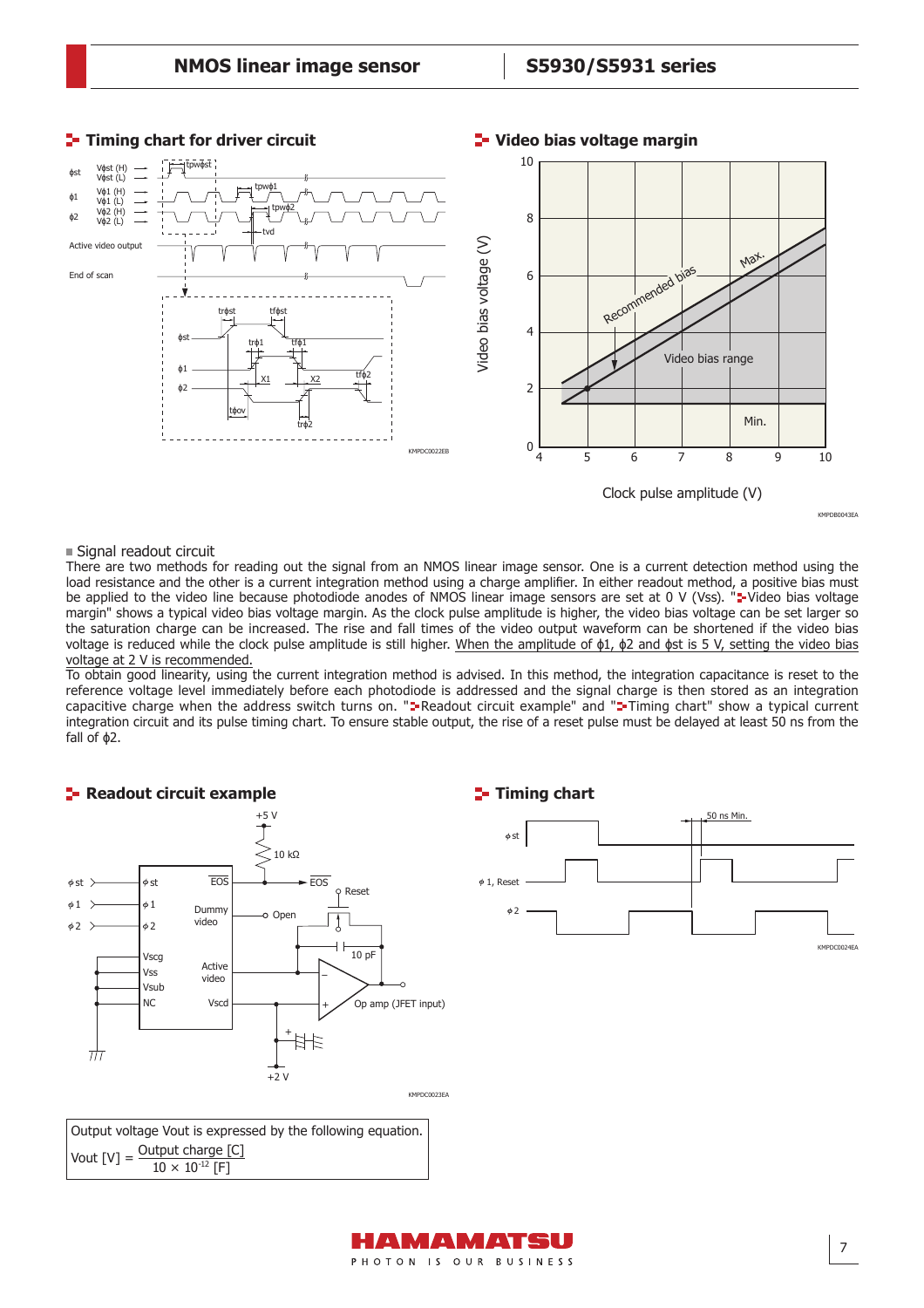## Timing chart for driver circuit

KMPDC0022EB

## Video bias voltage margin

KMPDB0043EA

■ Signal readout circuit

There are two methods for reading out the signal from an NMOS linear image sensor. One is a current detection method using the load resistance and the other is a current integration method using a charge amplifier. In either readout method, a positive bias must be applied to the video line because photodiode anodes of NMOS linear image sensors are set at 0 V (Vss). "Video bias voltage margin" shows a typical video bias voltage margin. As the clock pulse amplitude is higher, the video bias voltage can be set larger so the saturation charge can be increased. The rise and fall times of the video output waveform can be shortened if the video bias voltage is reduced while the clock pulse amplitude is still higher. When the amplitude of ϕ1, ϕ2 and ϕst is 5 V, setting the video bias voltage at 2 V is recommended.

To obtain good linearity, using the current integration method is advised. In this method, the integration capacitance is reset to the reference voltage level immediately before each photodiode is addressed and the signal charge is then stored as an integration capacitive charge when the address switch turns on. "Readout circuit example" and "Timing chart" show a typical current integration circuit and its pulse timing chart. To ensure stable output, the rise of a reset pulse must be delayed at least 50 ns from the fall of ϕ2.

## Readout circuit example

KMPDC0023EA

## Timing chart

KMPDC0024EA

Output voltage Vout is expressed by the following equation.

$$\text{Vout [V]} = \frac{\text{Output charge [C]}}{10 \times 10^{-12}\ \text{[F]}}$$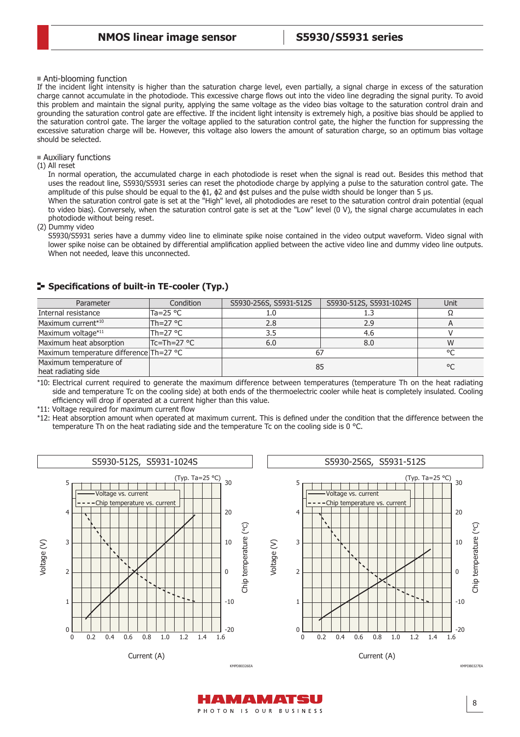## Anti-blooming function

If the incident light intensity is higher than the saturation charge level, even partially, a signal charge in excess of the saturation charge cannot accumulate in the photodiode. This excessive charge flows out into the video line degrading the signal purity. To avoid this problem and maintain the signal purity, applying the same voltage as the video bias voltage to the saturation control drain and grounding the saturation control gate are effective. If the incident light intensity is extremely high, a positive bias should be applied to the saturation control gate. The larger the voltage applied to the saturation control gate, the higher the function for suppressing the excessive saturation charge will be. However, this voltage also lowers the amount of saturation charge, so an optimum bias voltage should be selected.

## Auxiliary functions

(1) All reset

In normal operation, the accumulated charge in each photodiode is reset when the signal is read out. Besides this method that uses the readout line, S5930/S5931 series can reset the photodiode charge by applying a pulse to the saturation control gate. The amplitude of this pulse should be equal to the ϕ1, ϕ2 and ϕst pulses and the pulse width should be longer than 5 µs.

When the saturation control gate is set at the "High" level, all photodiodes are reset to the saturation control drain potential (equal to video bias). Conversely, when the saturation control gate is set at the "Low" level (0 V), the signal charge accumulates in each photodiode without being reset.

(2) Dummy video

S5930/S5931 series have a dummy video line to eliminate spike noise contained in the video output waveform. Video signal with lower spike noise can be obtained by differential amplification applied between the active video line and dummy video line outputs. When not needed, leave this unconnected.

## Specifications of built-in TE-cooler (Typ.)

| Parameter | Condition | S5930-256S, S5931-512S | S5930-512S, S5931-1024S | Unit |
|---|---|---|---|---|
| Internal resistance | Ta=25 °C | 1.0 | 1.3 | Ω |
| Maximum current*10 | Th=27 °C | 2.8 | 2.9 | A |
| Maximum voltage*11 | Th=27 °C | 3.5 | 4.6 | V |
| Maximum heat absorption | Tc=Th=27 °C | 6.0 | 8.0 | W |
| Maximum temperature difference | Th=27 °C | 67 | | °C |
| Maximum temperature of heat radiating side | | 85 | | °C |

*10: Electrical current required to generate the maximum difference between temperatures (temperature Th on the heat radiating side and temperature Tc on the cooling side) at both ends of the thermoelectric cooler while heat is completely insulated. Cooling efficiency will drop if operated at a current higher than this value.

*11: Voltage required for maximum current flow

*12: Heat absorption amount when operated at maximum current. This is defined under the condition that the difference between the temperature Th on the heat radiating side and the temperature Tc on the cooling side is 0 °C.

S5930-512S, S5931-1024S

(Typ. Ta=25 °C)

KMPDB0326EA

S5930-256S, S5931-512S

(Typ. Ta=25 °C)

KMPDB0327EA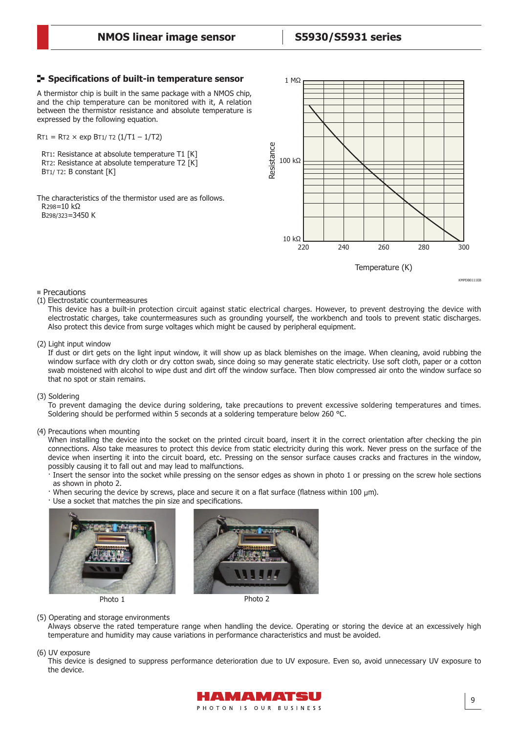## Specifications of built-in temperature sensor

A thermistor chip is built in the same package with a NMOS chip, and the chip temperature can be monitored with it, A relation between the thermistor resistance and absolute temperature is expressed by the following equation.

$R_{T1} = R_{T2} \times \exp B_{T1/T2} (1/T1 - 1/T2)$

$R_{T1}$: Resistance at absolute temperature T1 [K]
$R_{T2}$: Resistance at absolute temperature T2 [K]
$B_{T1/T2}$: B constant [K]

The characteristics of the thermistor used are as follows.
$R_{298}$=10 kΩ
$B_{298/323}$=3450 K

■ Precautions

(1) Electrostatic countermeasures

This device has a built-in protection circuit against static electrical charges. However, to prevent destroying the device with electrostatic charges, take countermeasures such as grounding yourself, the workbench and tools to prevent static discharges. Also protect this device from surge voltages which might be caused by peripheral equipment.

(2) Light input window

If dust or dirt gets on the light input window, it will show up as black blemishes on the image. When cleaning, avoid rubbing the window surface with dry cloth or dry cotton swab, since doing so may generate static electricity. Use soft cloth, paper or a cotton swab moistened with alcohol to wipe dust and dirt off the window surface. Then blow compressed air onto the window surface so that no spot or stain remains.

(3) Soldering

To prevent damaging the device during soldering, take precautions to prevent excessive soldering temperatures and times. Soldering should be performed within 5 seconds at a soldering temperature below 260 °C.

(4) Precautions when mounting

When installing the device into the socket on the printed circuit board, insert it in the correct orientation after checking the pin connections. Also take measures to protect this device from static electricity during this work. Never press on the surface of the device when inserting it into the circuit board, etc. Pressing on the sensor surface causes cracks and fractures in the window, possibly causing it to fall out and may lead to malfunctions.

- Insert the sensor into the socket while pressing on the sensor edges as shown in photo 1 or pressing on the screw hole sections as shown in photo 2.
- When securing the device by screws, place and secure it on a flat surface (flatness within 100 μm).
- Use a socket that matches the pin size and specifications.

Photo 1

Photo 2

(5) Operating and storage environments

Always observe the rated temperature range when handling the device. Operating or storing the device at an excessively high temperature and humidity may cause variations in performance characteristics and must be avoided.

(6) UV exposure

This device is designed to suppress performance deterioration due to UV exposure. Even so, avoid unnecessary UV exposure to the device.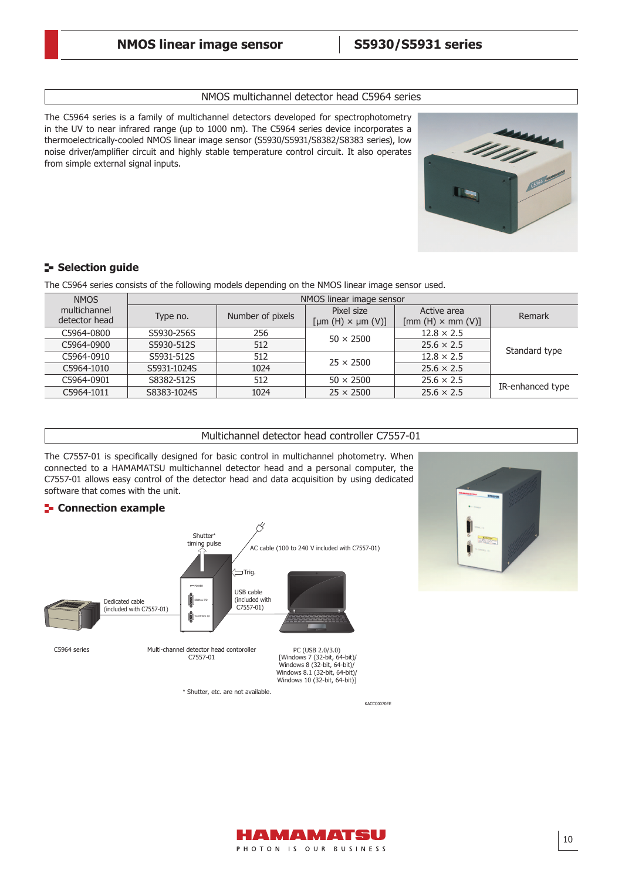## NMOS multichannel detector head C5964 series

The C5964 series is a family of multichannel detectors developed for spectrophotometry in the UV to near infrared range (up to 1000 nm). The C5964 series device incorporates a thermoelectrically-cooled NMOS linear image sensor (S5930/S5931/S8382/S8383 series), low noise driver/amplifier circuit and highly stable temperature control circuit. It also operates from simple external signal inputs.

### Selection guide

The C5964 series consists of the following models depending on the NMOS linear image sensor used.

| NMOS multichannel detector head | NMOS linear image sensor | | | | |
|---|---|---|---|---|---|
| | Type no. | Number of pixels | Pixel size [μm (H) × μm (V)] | Active area [mm (H) × mm (V)] | Remark |
| C5964-0800 | S5930-256S | 256 | 50 × 2500 | 12.8 × 2.5 | Standard type |
| C5964-0900 | S5930-512S | 512 | 50 × 2500 | 25.6 × 2.5 | Standard type |
| C5964-0910 | S5931-512S | 512 | 25 × 2500 | 12.8 × 2.5 | Standard type |
| C5964-1010 | S5931-1024S | 1024 | 25 × 2500 | 25.6 × 2.5 | Standard type |
| C5964-0901 | S8382-512S | 512 | 50 × 2500 | 25.6 × 2.5 | IR-enhanced type |
| C5964-1011 | S8383-1024S | 1024 | 25 × 2500 | 25.6 × 2.5 | IR-enhanced type |

## Multichannel detector head controller C7557-01

The C7557-01 is specifically designed for basic control in multichannel photometry. When connected to a HAMAMATSU multichannel detector head and a personal computer, the C7557-01 allows easy control of the detector head and data acquisition by using dedicated software that comes with the unit.

### Connection example

Shutter* timing pulse

AC cable (100 to 240 V included with C7557-01)

Trig.

Dedicated cable (included with C7557-01)

USB cable (included with C7557-01)

C5964 series

Multi-channel detector head contoroller C7557-01

PC (USB 2.0/3.0) [Windows 7 (32-bit, 64-bit)/ Windows 8 (32-bit, 64-bit)/ Windows 8.1 (32-bit, 64-bit)/ Windows 10 (32-bit, 64-bit)]

\* Shutter, etc. are not available.

KACCC0070EE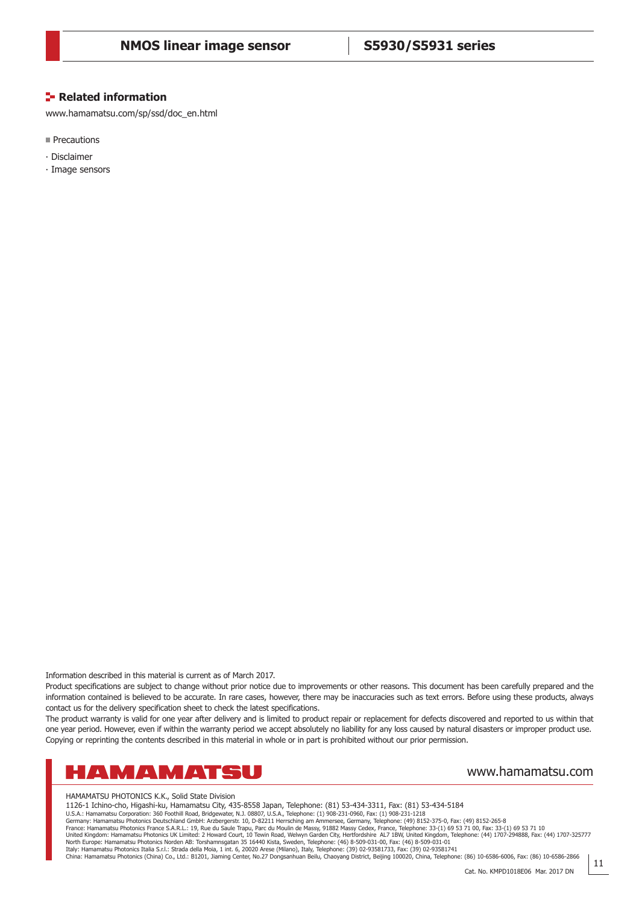## Related information

www.hamamatsu.com/sp/ssd/doc_en.html

- Precautions
  - · Disclaimer
  - · Image sensors

Information described in this material is current as of March 2017.

Product specifications are subject to change without prior notice due to improvements or other reasons. This document has been carefully prepared and the information contained is believed to be accurate. In rare cases, however, there may be inaccuracies such as text errors. Before using these products, always contact us for the delivery specification sheet to check the latest specifications.

The product warranty is valid for one year after delivery and is limited to product repair or replacement for defects discovered and reported to us within that one year period. However, even if within the warranty period we accept absolutely no liability for any loss caused by natural disasters or improper product use. Copying or reprinting the contents described in this material in whole or in part is prohibited without our prior permission.

**HAMAMATSU**

www.hamamatsu.com

HAMAMATSU PHOTONICS K.K., Solid State Division
1126-1 Ichino-cho, Higashi-ku, Hamamatsu City, 435-8558 Japan, Telephone: (81) 53-434-3311, Fax: (81) 53-434-5184
U.S.A.: Hamamatsu Corporation: 360 Foothill Road, Bridgewater, N.J. 08807, U.S.A., Telephone: (1) 908-231-0960, Fax: (1) 908-231-1218
Germany: Hamamatsu Photonics Deutschland GmbH: Arzbergerstr. 10, D-82211 Herrsching am Ammersee, Germany, Telephone: (49) 8152-375-0, Fax: (49) 8152-265-8
France: Hamamatsu Photonics France S.A.R.L.: 19, Rue du Saule Trapu, Parc du Moulin de Massy, 91882 Massy Cedex, France, Telephone: 33-(1) 69 53 71 00, Fax: 33-(1) 69 53 71 10
United Kingdom: Hamamatsu Photonics UK Limited: 2 Howard Court, 10 Tewin Road, Welwyn Garden City, Hertfordshire AL7 1BW, United Kingdom, Telephone: (44) 1707-294888, Fax: (44) 1707-325777
North Europe: Hamamatsu Photonics Norden AB: Torshamnsgatan 35 16440 Kista, Sweden, Telephone: (46) 8-509-031-00, Fax: (46) 8-509-031-01
Italy: Hamamatsu Photonics Italia S.r.l.: Strada della Moia, 1 int. 6, 20020 Arese (Milano), Italy, Telephone: (39) 02-93581733, Fax: (39) 02-93581741
China: Hamamatsu Photonics (China) Co., Ltd.: B1201, Jiaming Center, No.27 Dongsanhuan Beilu, Chaoyang District, Beijing 100020, China, Telephone: (86) 10-6586-6006, Fax: (86) 10-6586-2866

Cat. No. KMPD1018E06 Mar. 2017 DN